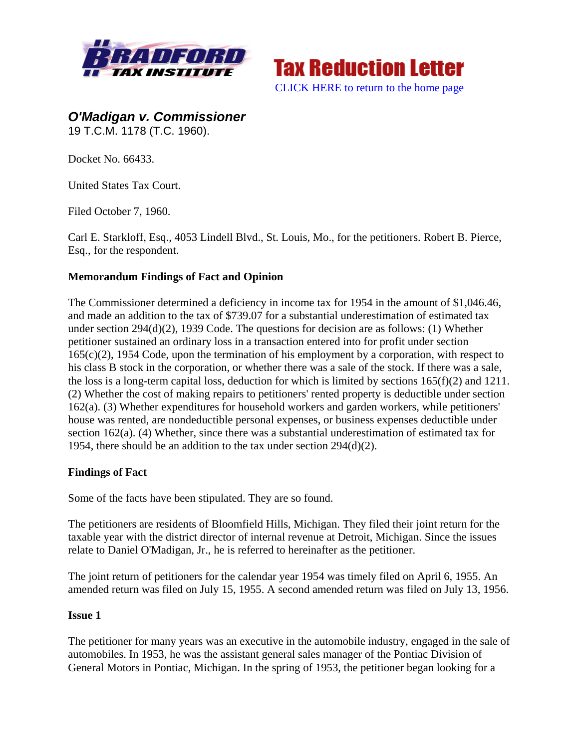Tax Reduction Letter

CLICK HERE to return to the home page

## *O'Madigan v. Commissioner*

19 T.C.M. 1178 (T.C. 1960).

Docket No. 66433.

United States Tax Court.

Filed October 7, 1960.

Carl E. Starkloff, Esq., 4053 Lindell Blvd., St. Louis, Mo., for the petitioners. Robert B. Pierce, Esq., for the respondent.

### Memorandum Findings of Fact and Opinion

The Commissioner determined a deficiency in income tax for 1954 in the amount of $1,046.46, and made an addition to the tax of $739.07 for a substantial underestimation of estimated tax under section 294(d)(2), 1939 Code. The questions for decision are as follows: (1) Whether petitioner sustained an ordinary loss in a transaction entered into for profit under section 165(c)(2), 1954 Code, upon the termination of his employment by a corporation, with respect to his class B stock in the corporation, or whether there was a sale of the stock. If there was a sale, the loss is a long-term capital loss, deduction for which is limited by sections 165(f)(2) and 1211. (2) Whether the cost of making repairs to petitioners' rented property is deductible under section 162(a). (3) Whether expenditures for household workers and garden workers, while petitioners' house was rented, are nondeductible personal expenses, or business expenses deductible under section 162(a). (4) Whether, since there was a substantial underestimation of estimated tax for 1954, there should be an addition to the tax under section 294(d)(2).

### Findings of Fact

Some of the facts have been stipulated. They are so found.

The petitioners are residents of Bloomfield Hills, Michigan. They filed their joint return for the taxable year with the district director of internal revenue at Detroit, Michigan. Since the issues relate to Daniel O'Madigan, Jr., he is referred to hereinafter as the petitioner.

The joint return of petitioners for the calendar year 1954 was timely filed on April 6, 1955. An amended return was filed on July 15, 1955. A second amended return was filed on July 13, 1956.

### Issue 1

The petitioner for many years was an executive in the automobile industry, engaged in the sale of automobiles. In 1953, he was the assistant general sales manager of the Pontiac Division of General Motors in Pontiac, Michigan. In the spring of 1953, the petitioner began looking for a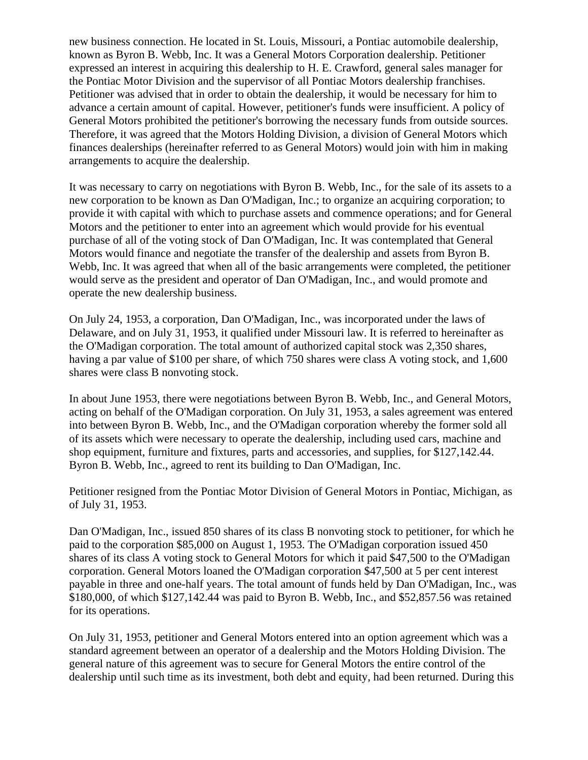new business connection. He located in St. Louis, Missouri, a Pontiac automobile dealership, known as Byron B. Webb, Inc. It was a General Motors Corporation dealership. Petitioner expressed an interest in acquiring this dealership to H. E. Crawford, general sales manager for the Pontiac Motor Division and the supervisor of all Pontiac Motors dealership franchises. Petitioner was advised that in order to obtain the dealership, it would be necessary for him to advance a certain amount of capital. However, petitioner's funds were insufficient. A policy of General Motors prohibited the petitioner's borrowing the necessary funds from outside sources. Therefore, it was agreed that the Motors Holding Division, a division of General Motors which finances dealerships (hereinafter referred to as General Motors) would join with him in making arrangements to acquire the dealership.

It was necessary to carry on negotiations with Byron B. Webb, Inc., for the sale of its assets to a new corporation to be known as Dan O'Madigan, Inc.; to organize an acquiring corporation; to provide it with capital with which to purchase assets and commence operations; and for General Motors and the petitioner to enter into an agreement which would provide for his eventual purchase of all of the voting stock of Dan O'Madigan, Inc. It was contemplated that General Motors would finance and negotiate the transfer of the dealership and assets from Byron B. Webb, Inc. It was agreed that when all of the basic arrangements were completed, the petitioner would serve as the president and operator of Dan O'Madigan, Inc., and would promote and operate the new dealership business.

On July 24, 1953, a corporation, Dan O'Madigan, Inc., was incorporated under the laws of Delaware, and on July 31, 1953, it qualified under Missouri law. It is referred to hereinafter as the O'Madigan corporation. The total amount of authorized capital stock was 2,350 shares, having a par value of $100 per share, of which 750 shares were class A voting stock, and 1,600 shares were class B nonvoting stock.

In about June 1953, there were negotiations between Byron B. Webb, Inc., and General Motors, acting on behalf of the O'Madigan corporation. On July 31, 1953, a sales agreement was entered into between Byron B. Webb, Inc., and the O'Madigan corporation whereby the former sold all of its assets which were necessary to operate the dealership, including used cars, machine and shop equipment, furniture and fixtures, parts and accessories, and supplies, for $127,142.44. Byron B. Webb, Inc., agreed to rent its building to Dan O'Madigan, Inc.

Petitioner resigned from the Pontiac Motor Division of General Motors in Pontiac, Michigan, as of July 31, 1953.

Dan O'Madigan, Inc., issued 850 shares of its class B nonvoting stock to petitioner, for which he paid to the corporation $85,000 on August 1, 1953. The O'Madigan corporation issued 450 shares of its class A voting stock to General Motors for which it paid $47,500 to the O'Madigan corporation. General Motors loaned the O'Madigan corporation $47,500 at 5 per cent interest payable in three and one-half years. The total amount of funds held by Dan O'Madigan, Inc., was $180,000, of which $127,142.44 was paid to Byron B. Webb, Inc., and $52,857.56 was retained for its operations.

On July 31, 1953, petitioner and General Motors entered into an option agreement which was a standard agreement between an operator of a dealership and the Motors Holding Division. The general nature of this agreement was to secure for General Motors the entire control of the dealership until such time as its investment, both debt and equity, had been returned. During this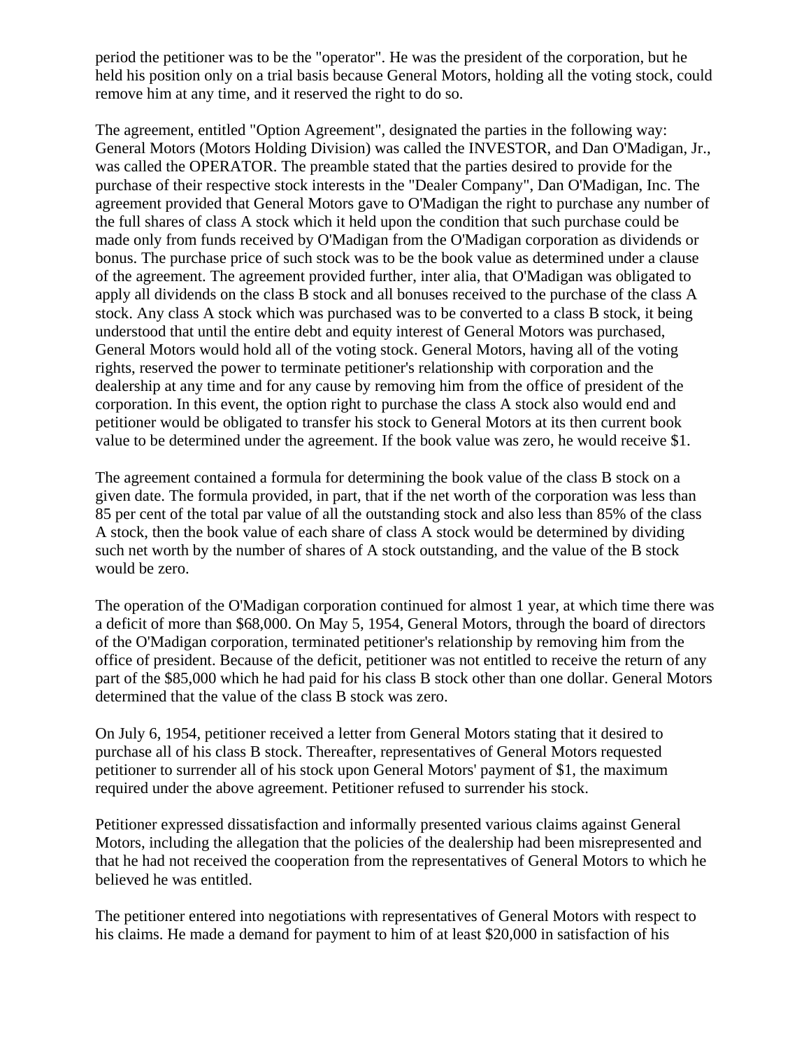period the petitioner was to be the "operator". He was the president of the corporation, but he held his position only on a trial basis because General Motors, holding all the voting stock, could remove him at any time, and it reserved the right to do so.

The agreement, entitled "Option Agreement", designated the parties in the following way: General Motors (Motors Holding Division) was called the INVESTOR, and Dan O'Madigan, Jr., was called the OPERATOR. The preamble stated that the parties desired to provide for the purchase of their respective stock interests in the "Dealer Company", Dan O'Madigan, Inc. The agreement provided that General Motors gave to O'Madigan the right to purchase any number of the full shares of class A stock which it held upon the condition that such purchase could be made only from funds received by O'Madigan from the O'Madigan corporation as dividends or bonus. The purchase price of such stock was to be the book value as determined under a clause of the agreement. The agreement provided further, inter alia, that O'Madigan was obligated to apply all dividends on the class B stock and all bonuses received to the purchase of the class A stock. Any class A stock which was purchased was to be converted to a class B stock, it being understood that until the entire debt and equity interest of General Motors was purchased, General Motors would hold all of the voting stock. General Motors, having all of the voting rights, reserved the power to terminate petitioner's relationship with corporation and the dealership at any time and for any cause by removing him from the office of president of the corporation. In this event, the option right to purchase the class A stock also would end and petitioner would be obligated to transfer his stock to General Motors at its then current book value to be determined under the agreement. If the book value was zero, he would receive $1.

The agreement contained a formula for determining the book value of the class B stock on a given date. The formula provided, in part, that if the net worth of the corporation was less than 85 per cent of the total par value of all the outstanding stock and also less than 85% of the class A stock, then the book value of each share of class A stock would be determined by dividing such net worth by the number of shares of A stock outstanding, and the value of the B stock would be zero.

The operation of the O'Madigan corporation continued for almost 1 year, at which time there was a deficit of more than $68,000. On May 5, 1954, General Motors, through the board of directors of the O'Madigan corporation, terminated petitioner's relationship by removing him from the office of president. Because of the deficit, petitioner was not entitled to receive the return of any part of the $85,000 which he had paid for his class B stock other than one dollar. General Motors determined that the value of the class B stock was zero.

On July 6, 1954, petitioner received a letter from General Motors stating that it desired to purchase all of his class B stock. Thereafter, representatives of General Motors requested petitioner to surrender all of his stock upon General Motors' payment of $1, the maximum required under the above agreement. Petitioner refused to surrender his stock.

Petitioner expressed dissatisfaction and informally presented various claims against General Motors, including the allegation that the policies of the dealership had been misrepresented and that he had not received the cooperation from the representatives of General Motors to which he believed he was entitled.

The petitioner entered into negotiations with representatives of General Motors with respect to his claims. He made a demand for payment to him of at least $20,000 in satisfaction of his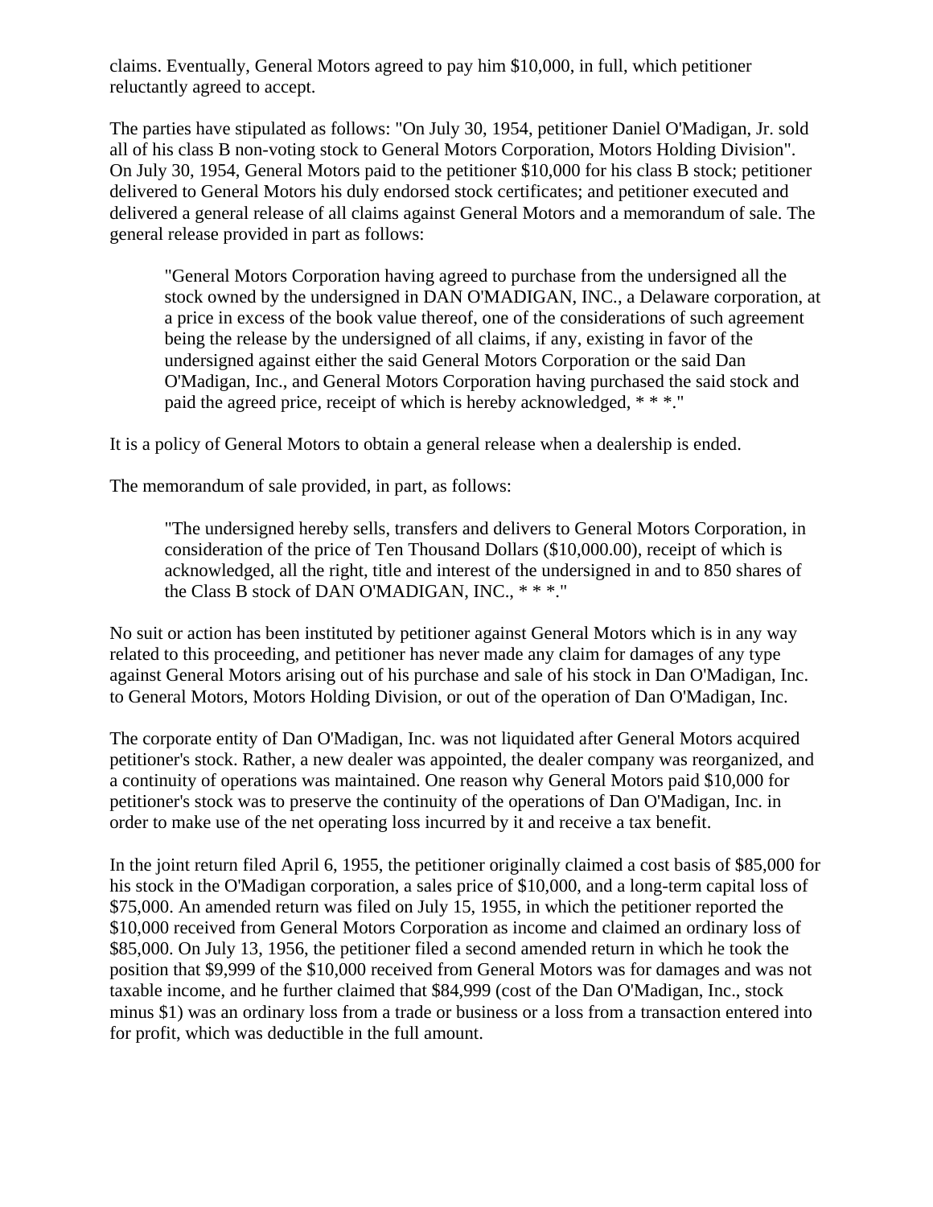claims. Eventually, General Motors agreed to pay him $10,000, in full, which petitioner reluctantly agreed to accept.

The parties have stipulated as follows: "On July 30, 1954, petitioner Daniel O'Madigan, Jr. sold all of his class B non-voting stock to General Motors Corporation, Motors Holding Division". On July 30, 1954, General Motors paid to the petitioner $10,000 for his class B stock; petitioner delivered to General Motors his duly endorsed stock certificates; and petitioner executed and delivered a general release of all claims against General Motors and a memorandum of sale. The general release provided in part as follows:

> "General Motors Corporation having agreed to purchase from the undersigned all the stock owned by the undersigned in DAN O'MADIGAN, INC., a Delaware corporation, at a price in excess of the book value thereof, one of the considerations of such agreement being the release by the undersigned of all claims, if any, existing in favor of the undersigned against either the said General Motors Corporation or the said Dan O'Madigan, Inc., and General Motors Corporation having purchased the said stock and paid the agreed price, receipt of which is hereby acknowledged, * * *."

It is a policy of General Motors to obtain a general release when a dealership is ended.

The memorandum of sale provided, in part, as follows:

> "The undersigned hereby sells, transfers and delivers to General Motors Corporation, in consideration of the price of Ten Thousand Dollars ($10,000.00), receipt of which is acknowledged, all the right, title and interest of the undersigned in and to 850 shares of the Class B stock of DAN O'MADIGAN, INC., * * *."

No suit or action has been instituted by petitioner against General Motors which is in any way related to this proceeding, and petitioner has never made any claim for damages of any type against General Motors arising out of his purchase and sale of his stock in Dan O'Madigan, Inc. to General Motors, Motors Holding Division, or out of the operation of Dan O'Madigan, Inc.

The corporate entity of Dan O'Madigan, Inc. was not liquidated after General Motors acquired petitioner's stock. Rather, a new dealer was appointed, the dealer company was reorganized, and a continuity of operations was maintained. One reason why General Motors paid $10,000 for petitioner's stock was to preserve the continuity of the operations of Dan O'Madigan, Inc. in order to make use of the net operating loss incurred by it and receive a tax benefit.

In the joint return filed April 6, 1955, the petitioner originally claimed a cost basis of $85,000 for his stock in the O'Madigan corporation, a sales price of $10,000, and a long-term capital loss of $75,000. An amended return was filed on July 15, 1955, in which the petitioner reported the $10,000 received from General Motors Corporation as income and claimed an ordinary loss of $85,000. On July 13, 1956, the petitioner filed a second amended return in which he took the position that $9,999 of the $10,000 received from General Motors was for damages and was not taxable income, and he further claimed that $84,999 (cost of the Dan O'Madigan, Inc., stock minus $1) was an ordinary loss from a trade or business or a loss from a transaction entered into for profit, which was deductible in the full amount.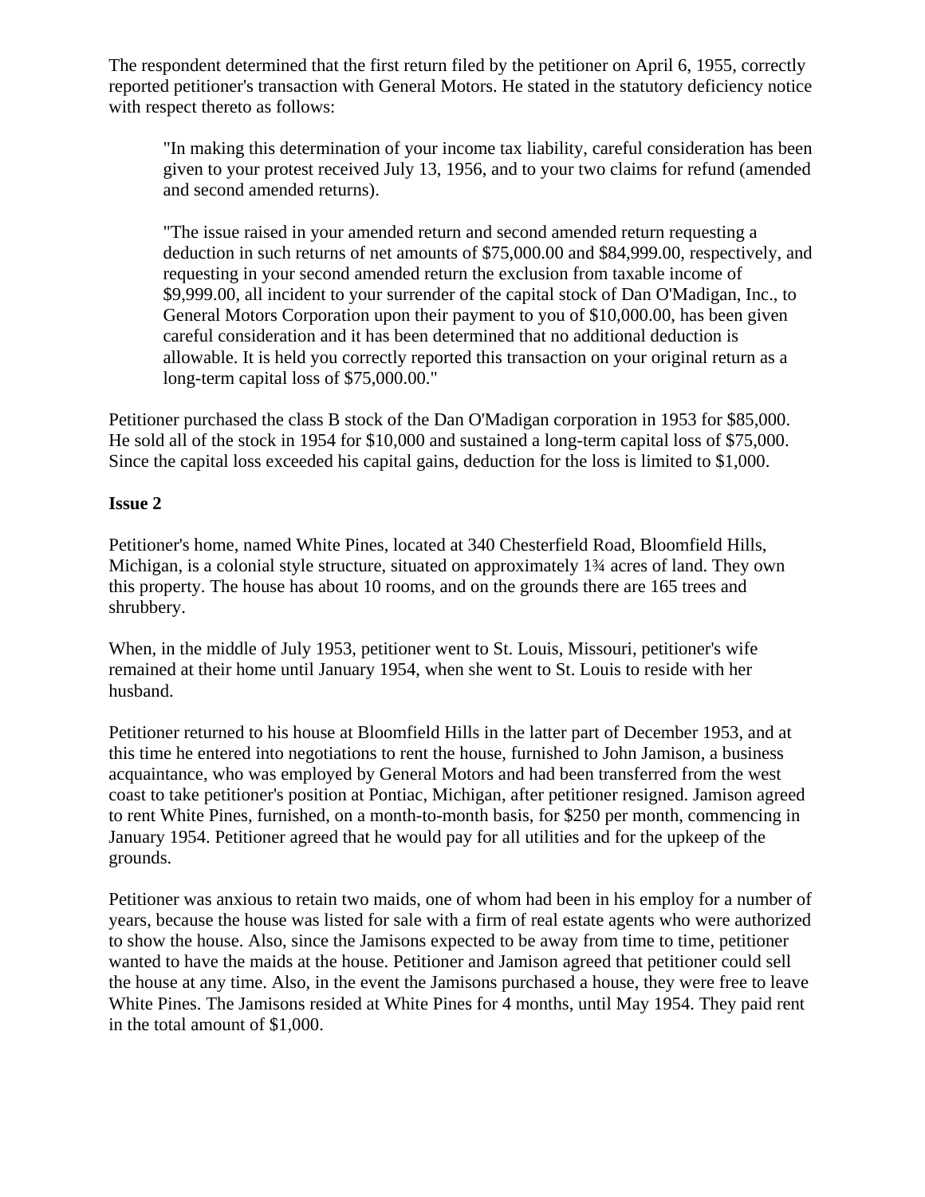The respondent determined that the first return filed by the petitioner on April 6, 1955, correctly reported petitioner's transaction with General Motors. He stated in the statutory deficiency notice with respect thereto as follows:

> "In making this determination of your income tax liability, careful consideration has been given to your protest received July 13, 1956, and to your two claims for refund (amended and second amended returns).
>
> "The issue raised in your amended return and second amended return requesting a deduction in such returns of net amounts of $75,000.00 and $84,999.00, respectively, and requesting in your second amended return the exclusion from taxable income of $9,999.00, all incident to your surrender of the capital stock of Dan O'Madigan, Inc., to General Motors Corporation upon their payment to you of $10,000.00, has been given careful consideration and it has been determined that no additional deduction is allowable. It is held you correctly reported this transaction on your original return as a long-term capital loss of $75,000.00."

Petitioner purchased the class B stock of the Dan O'Madigan corporation in 1953 for $85,000. He sold all of the stock in 1954 for $10,000 and sustained a long-term capital loss of $75,000. Since the capital loss exceeded his capital gains, deduction for the loss is limited to $1,000.

**Issue 2**

Petitioner's home, named White Pines, located at 340 Chesterfield Road, Bloomfield Hills, Michigan, is a colonial style structure, situated on approximately 1¾ acres of land. They own this property. The house has about 10 rooms, and on the grounds there are 165 trees and shrubbery.

When, in the middle of July 1953, petitioner went to St. Louis, Missouri, petitioner's wife remained at their home until January 1954, when she went to St. Louis to reside with her husband.

Petitioner returned to his house at Bloomfield Hills in the latter part of December 1953, and at this time he entered into negotiations to rent the house, furnished to John Jamison, a business acquaintance, who was employed by General Motors and had been transferred from the west coast to take petitioner's position at Pontiac, Michigan, after petitioner resigned. Jamison agreed to rent White Pines, furnished, on a month-to-month basis, for $250 per month, commencing in January 1954. Petitioner agreed that he would pay for all utilities and for the upkeep of the grounds.

Petitioner was anxious to retain two maids, one of whom had been in his employ for a number of years, because the house was listed for sale with a firm of real estate agents who were authorized to show the house. Also, since the Jamisons expected to be away from time to time, petitioner wanted to have the maids at the house. Petitioner and Jamison agreed that petitioner could sell the house at any time. Also, in the event the Jamisons purchased a house, they were free to leave White Pines. The Jamisons resided at White Pines for 4 months, until May 1954. They paid rent in the total amount of $1,000.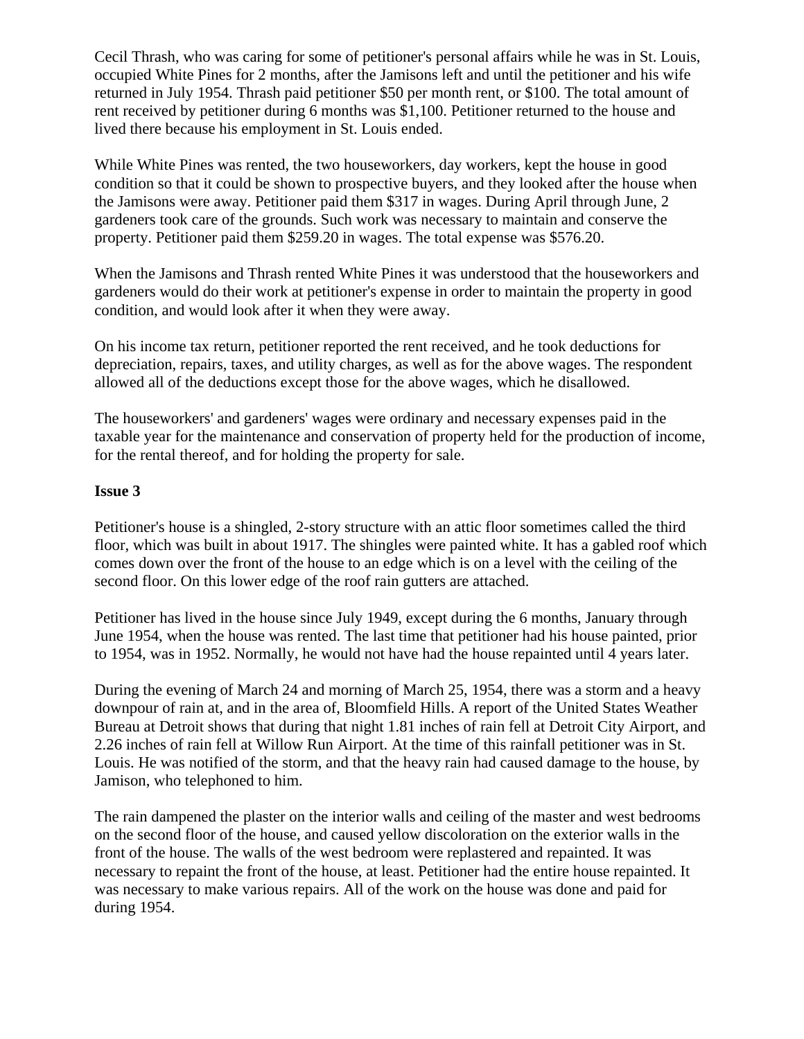Cecil Thrash, who was caring for some of petitioner's personal affairs while he was in St. Louis, occupied White Pines for 2 months, after the Jamisons left and until the petitioner and his wife returned in July 1954. Thrash paid petitioner $50 per month rent, or $100. The total amount of rent received by petitioner during 6 months was $1,100. Petitioner returned to the house and lived there because his employment in St. Louis ended.

While White Pines was rented, the two houseworkers, day workers, kept the house in good condition so that it could be shown to prospective buyers, and they looked after the house when the Jamisons were away. Petitioner paid them $317 in wages. During April through June, 2 gardeners took care of the grounds. Such work was necessary to maintain and conserve the property. Petitioner paid them $259.20 in wages. The total expense was $576.20.

When the Jamisons and Thrash rented White Pines it was understood that the houseworkers and gardeners would do their work at petitioner's expense in order to maintain the property in good condition, and would look after it when they were away.

On his income tax return, petitioner reported the rent received, and he took deductions for depreciation, repairs, taxes, and utility charges, as well as for the above wages. The respondent allowed all of the deductions except those for the above wages, which he disallowed.

The houseworkers' and gardeners' wages were ordinary and necessary expenses paid in the taxable year for the maintenance and conservation of property held for the production of income, for the rental thereof, and for holding the property for sale.

**Issue 3**

Petitioner's house is a shingled, 2-story structure with an attic floor sometimes called the third floor, which was built in about 1917. The shingles were painted white. It has a gabled roof which comes down over the front of the house to an edge which is on a level with the ceiling of the second floor. On this lower edge of the roof rain gutters are attached.

Petitioner has lived in the house since July 1949, except during the 6 months, January through June 1954, when the house was rented. The last time that petitioner had his house painted, prior to 1954, was in 1952. Normally, he would not have had the house repainted until 4 years later.

During the evening of March 24 and morning of March 25, 1954, there was a storm and a heavy downpour of rain at, and in the area of, Bloomfield Hills. A report of the United States Weather Bureau at Detroit shows that during that night 1.81 inches of rain fell at Detroit City Airport, and 2.26 inches of rain fell at Willow Run Airport. At the time of this rainfall petitioner was in St. Louis. He was notified of the storm, and that the heavy rain had caused damage to the house, by Jamison, who telephoned to him.

The rain dampened the plaster on the interior walls and ceiling of the master and west bedrooms on the second floor of the house, and caused yellow discoloration on the exterior walls in the front of the house. The walls of the west bedroom were replastered and repainted. It was necessary to repaint the front of the house, at least. Petitioner had the entire house repainted. It was necessary to make various repairs. All of the work on the house was done and paid for during 1954.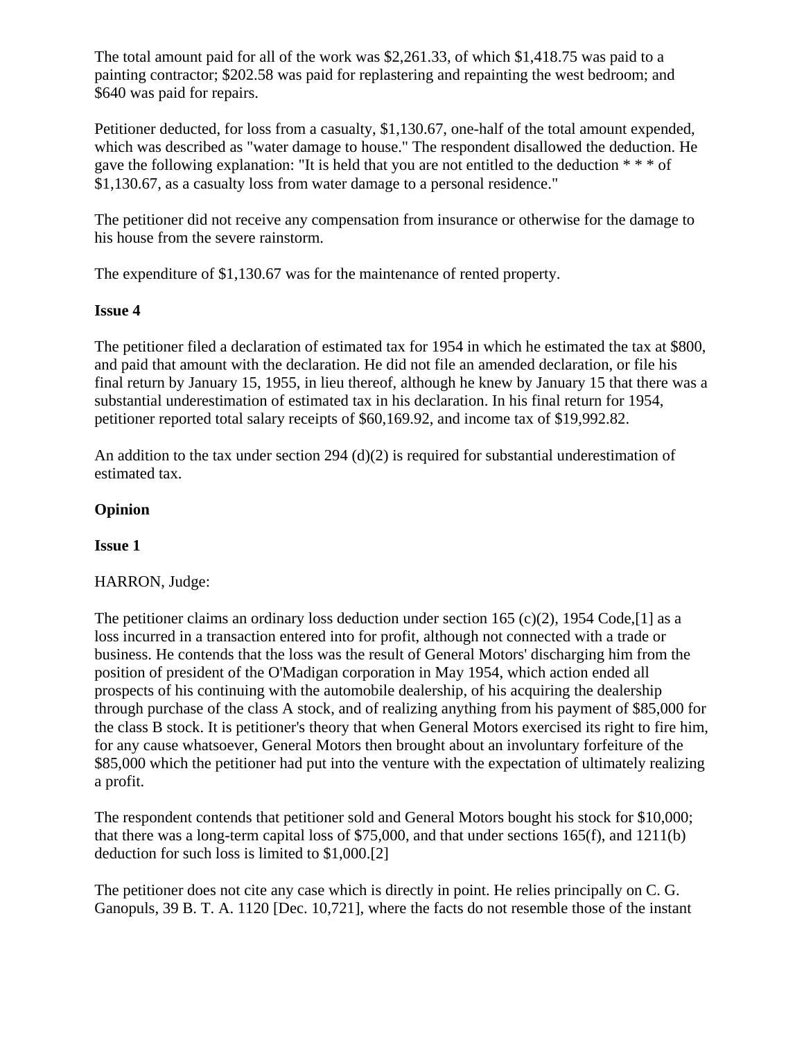The total amount paid for all of the work was $2,261.33, of which $1,418.75 was paid to a painting contractor; $202.58 was paid for replastering and repainting the west bedroom; and $640 was paid for repairs.

Petitioner deducted, for loss from a casualty, $1,130.67, one-half of the total amount expended, which was described as "water damage to house." The respondent disallowed the deduction. He gave the following explanation: "It is held that you are not entitled to the deduction * * * of $1,130.67, as a casualty loss from water damage to a personal residence."

The petitioner did not receive any compensation from insurance or otherwise for the damage to his house from the severe rainstorm.

The expenditure of $1,130.67 was for the maintenance of rented property.

**Issue 4**

The petitioner filed a declaration of estimated tax for 1954 in which he estimated the tax at $800, and paid that amount with the declaration. He did not file an amended declaration, or file his final return by January 15, 1955, in lieu thereof, although he knew by January 15 that there was a substantial underestimation of estimated tax in his declaration. In his final return for 1954, petitioner reported total salary receipts of $60,169.92, and income tax of $19,992.82.

An addition to the tax under section 294 (d)(2) is required for substantial underestimation of estimated tax.

**Opinion**

**Issue 1**

HARRON, Judge:

The petitioner claims an ordinary loss deduction under section 165 (c)(2), 1954 Code,[1] as a loss incurred in a transaction entered into for profit, although not connected with a trade or business. He contends that the loss was the result of General Motors' discharging him from the position of president of the O'Madigan corporation in May 1954, which action ended all prospects of his continuing with the automobile dealership, of his acquiring the dealership through purchase of the class A stock, and of realizing anything from his payment of $85,000 for the class B stock. It is petitioner's theory that when General Motors exercised its right to fire him, for any cause whatsoever, General Motors then brought about an involuntary forfeiture of the $85,000 which the petitioner had put into the venture with the expectation of ultimately realizing a profit.

The respondent contends that petitioner sold and General Motors bought his stock for $10,000; that there was a long-term capital loss of $75,000, and that under sections 165(f), and 1211(b) deduction for such loss is limited to $1,000.[2]

The petitioner does not cite any case which is directly in point. He relies principally on C. G. Ganopuls, 39 B. T. A. 1120 [Dec. 10,721], where the facts do not resemble those of the instant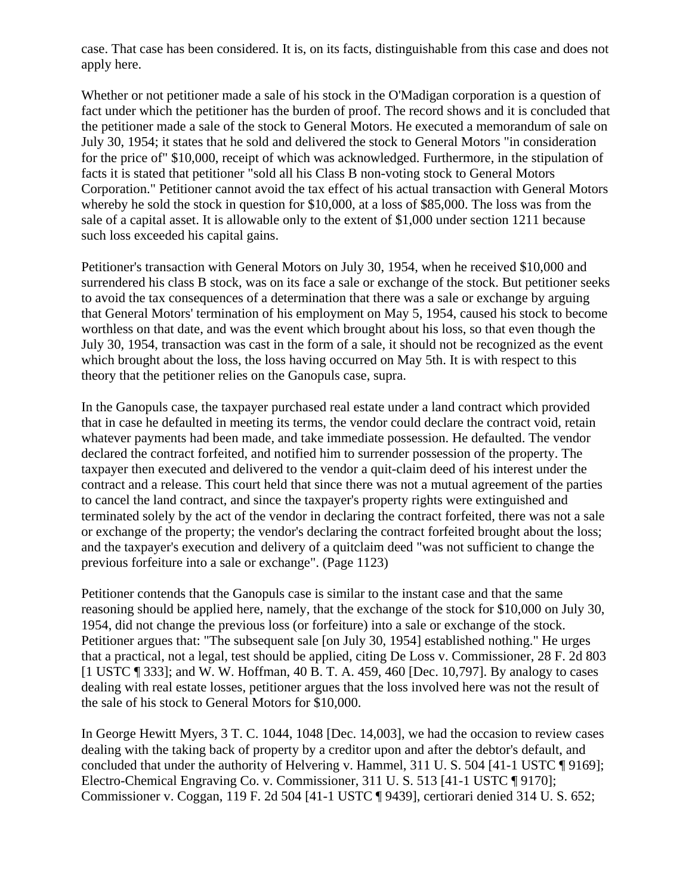case. That case has been considered. It is, on its facts, distinguishable from this case and does not apply here.

Whether or not petitioner made a sale of his stock in the O'Madigan corporation is a question of fact under which the petitioner has the burden of proof. The record shows and it is concluded that the petitioner made a sale of the stock to General Motors. He executed a memorandum of sale on July 30, 1954; it states that he sold and delivered the stock to General Motors "in consideration for the price of" $10,000, receipt of which was acknowledged. Furthermore, in the stipulation of facts it is stated that petitioner "sold all his Class B non-voting stock to General Motors Corporation." Petitioner cannot avoid the tax effect of his actual transaction with General Motors whereby he sold the stock in question for $10,000, at a loss of $85,000. The loss was from the sale of a capital asset. It is allowable only to the extent of $1,000 under section 1211 because such loss exceeded his capital gains.

Petitioner's transaction with General Motors on July 30, 1954, when he received $10,000 and surrendered his class B stock, was on its face a sale or exchange of the stock. But petitioner seeks to avoid the tax consequences of a determination that there was a sale or exchange by arguing that General Motors' termination of his employment on May 5, 1954, caused his stock to become worthless on that date, and was the event which brought about his loss, so that even though the July 30, 1954, transaction was cast in the form of a sale, it should not be recognized as the event which brought about the loss, the loss having occurred on May 5th. It is with respect to this theory that the petitioner relies on the Ganopuls case, supra.

In the Ganopuls case, the taxpayer purchased real estate under a land contract which provided that in case he defaulted in meeting its terms, the vendor could declare the contract void, retain whatever payments had been made, and take immediate possession. He defaulted. The vendor declared the contract forfeited, and notified him to surrender possession of the property. The taxpayer then executed and delivered to the vendor a quit-claim deed of his interest under the contract and a release. This court held that since there was not a mutual agreement of the parties to cancel the land contract, and since the taxpayer's property rights were extinguished and terminated solely by the act of the vendor in declaring the contract forfeited, there was not a sale or exchange of the property; the vendor's declaring the contract forfeited brought about the loss; and the taxpayer's execution and delivery of a quitclaim deed "was not sufficient to change the previous forfeiture into a sale or exchange". (Page 1123)

Petitioner contends that the Ganopuls case is similar to the instant case and that the same reasoning should be applied here, namely, that the exchange of the stock for $10,000 on July 30, 1954, did not change the previous loss (or forfeiture) into a sale or exchange of the stock. Petitioner argues that: "The subsequent sale [on July 30, 1954] established nothing." He urges that a practical, not a legal, test should be applied, citing De Loss v. Commissioner, 28 F. 2d 803 [1 USTC ¶ 333]; and W. W. Hoffman, 40 B. T. A. 459, 460 [Dec. 10,797]. By analogy to cases dealing with real estate losses, petitioner argues that the loss involved here was not the result of the sale of his stock to General Motors for $10,000.

In George Hewitt Myers, 3 T. C. 1044, 1048 [Dec. 14,003], we had the occasion to review cases dealing with the taking back of property by a creditor upon and after the debtor's default, and concluded that under the authority of Helvering v. Hammel, 311 U. S. 504 [41-1 USTC ¶ 9169]; Electro-Chemical Engraving Co. v. Commissioner, 311 U. S. 513 [41-1 USTC ¶ 9170]; Commissioner v. Coggan, 119 F. 2d 504 [41-1 USTC ¶ 9439], certiorari denied 314 U. S. 652;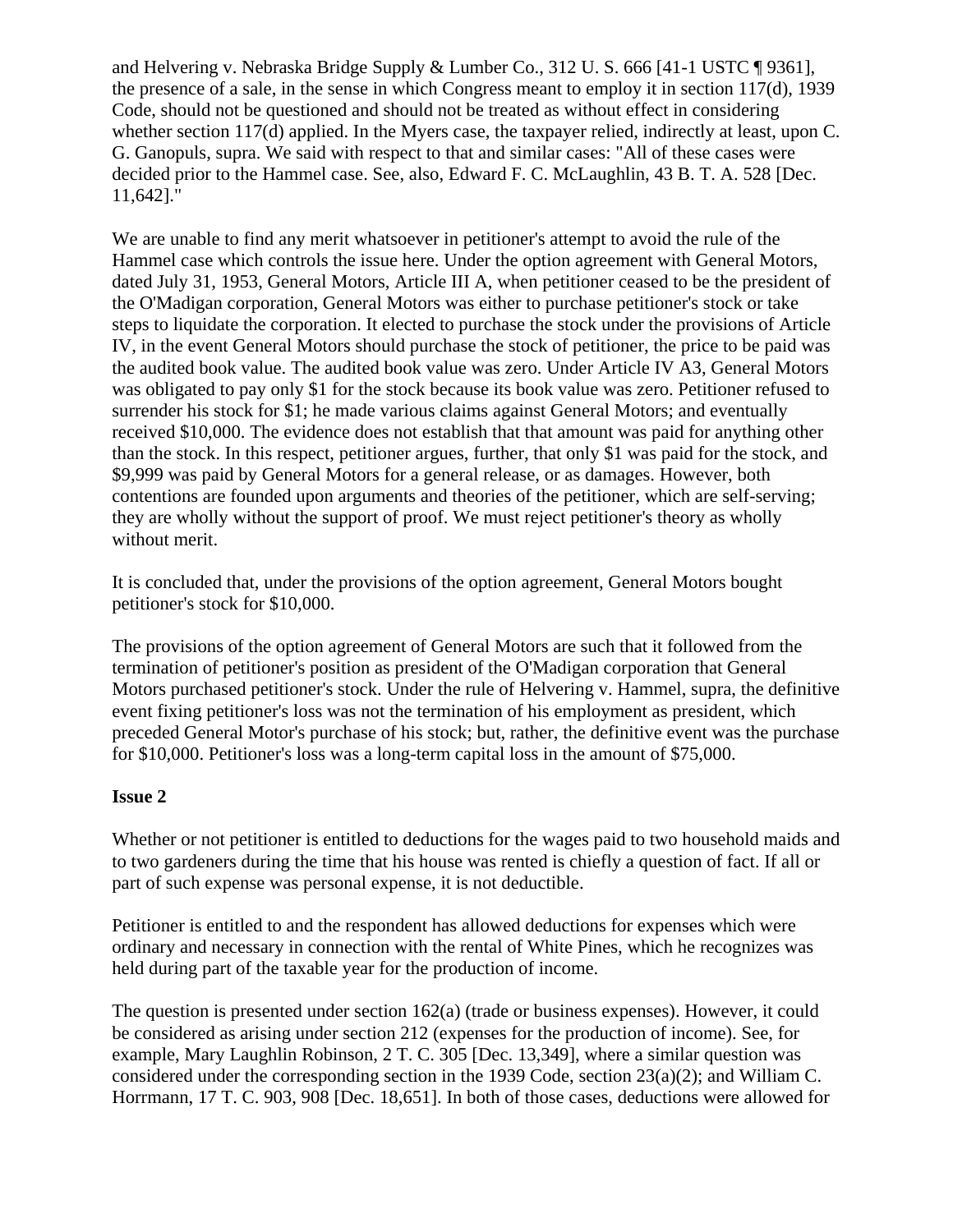and Helvering v. Nebraska Bridge Supply & Lumber Co., 312 U. S. 666 [41-1 USTC ¶ 9361], the presence of a sale, in the sense in which Congress meant to employ it in section 117(d), 1939 Code, should not be questioned and should not be treated as without effect in considering whether section 117(d) applied. In the Myers case, the taxpayer relied, indirectly at least, upon C. G. Ganopuls, supra. We said with respect to that and similar cases: "All of these cases were decided prior to the Hammel case. See, also, Edward F. C. McLaughlin, 43 B. T. A. 528 [Dec. 11,642]."

We are unable to find any merit whatsoever in petitioner's attempt to avoid the rule of the Hammel case which controls the issue here. Under the option agreement with General Motors, dated July 31, 1953, General Motors, Article III A, when petitioner ceased to be the president of the O'Madigan corporation, General Motors was either to purchase petitioner's stock or take steps to liquidate the corporation. It elected to purchase the stock under the provisions of Article IV, in the event General Motors should purchase the stock of petitioner, the price to be paid was the audited book value. The audited book value was zero. Under Article IV A3, General Motors was obligated to pay only $1 for the stock because its book value was zero. Petitioner refused to surrender his stock for $1; he made various claims against General Motors; and eventually received $10,000. The evidence does not establish that that amount was paid for anything other than the stock. In this respect, petitioner argues, further, that only $1 was paid for the stock, and $9,999 was paid by General Motors for a general release, or as damages. However, both contentions are founded upon arguments and theories of the petitioner, which are self-serving; they are wholly without the support of proof. We must reject petitioner's theory as wholly without merit.

It is concluded that, under the provisions of the option agreement, General Motors bought petitioner's stock for $10,000.

The provisions of the option agreement of General Motors are such that it followed from the termination of petitioner's position as president of the O'Madigan corporation that General Motors purchased petitioner's stock. Under the rule of Helvering v. Hammel, supra, the definitive event fixing petitioner's loss was not the termination of his employment as president, which preceded General Motor's purchase of his stock; but, rather, the definitive event was the purchase for $10,000. Petitioner's loss was a long-term capital loss in the amount of $75,000.

**Issue 2**

Whether or not petitioner is entitled to deductions for the wages paid to two household maids and to two gardeners during the time that his house was rented is chiefly a question of fact. If all or part of such expense was personal expense, it is not deductible.

Petitioner is entitled to and the respondent has allowed deductions for expenses which were ordinary and necessary in connection with the rental of White Pines, which he recognizes was held during part of the taxable year for the production of income.

The question is presented under section 162(a) (trade or business expenses). However, it could be considered as arising under section 212 (expenses for the production of income). See, for example, Mary Laughlin Robinson, 2 T. C. 305 [Dec. 13,349], where a similar question was considered under the corresponding section in the 1939 Code, section 23(a)(2); and William C. Horrmann, 17 T. C. 903, 908 [Dec. 18,651]. In both of those cases, deductions were allowed for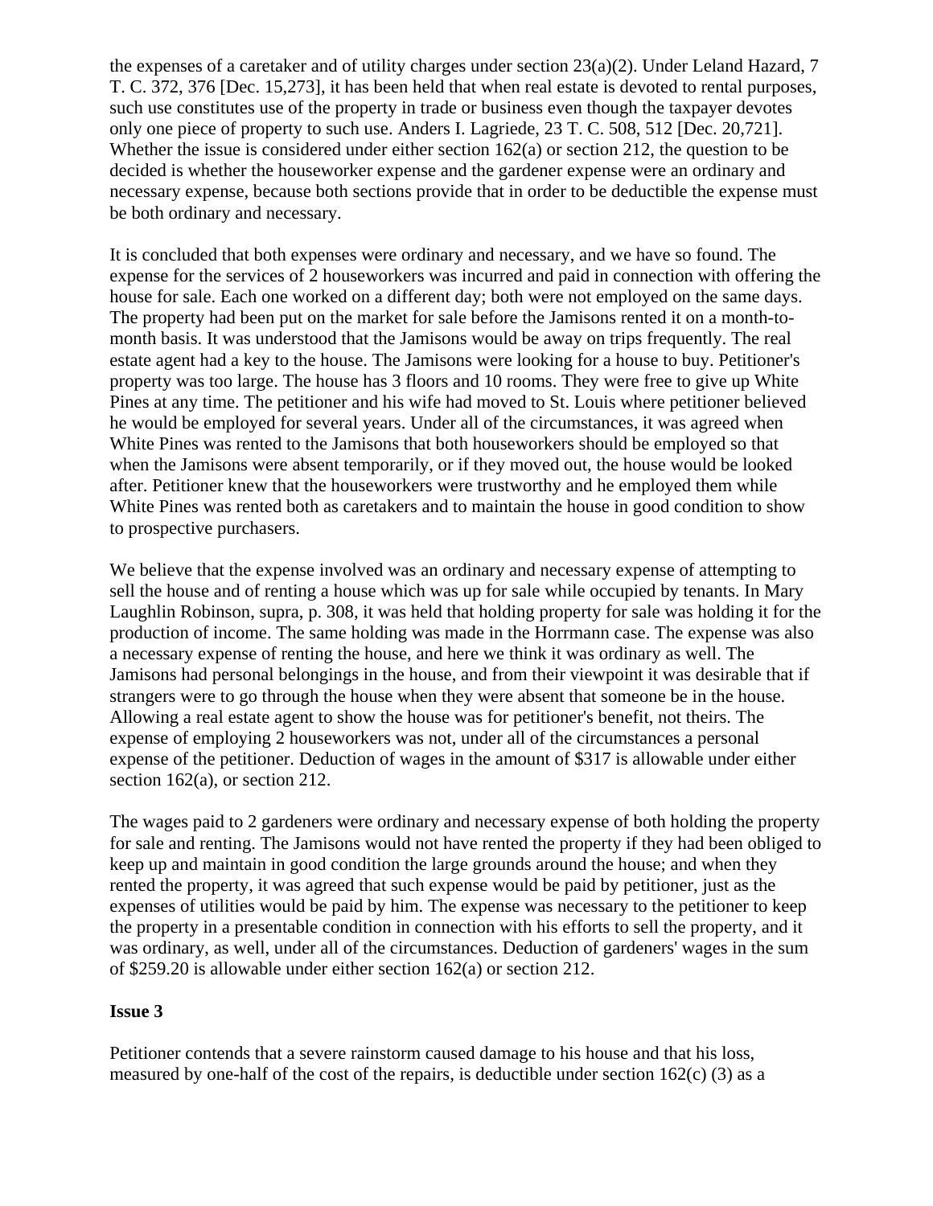the expenses of a caretaker and of utility charges under section 23(a)(2). Under Leland Hazard, 7 T. C. 372, 376 [Dec. 15,273], it has been held that when real estate is devoted to rental purposes, such use constitutes use of the property in trade or business even though the taxpayer devotes only one piece of property to such use. Anders I. Lagriede, 23 T. C. 508, 512 [Dec. 20,721]. Whether the issue is considered under either section 162(a) or section 212, the question to be decided is whether the houseworker expense and the gardener expense were an ordinary and necessary expense, because both sections provide that in order to be deductible the expense must be both ordinary and necessary.

It is concluded that both expenses were ordinary and necessary, and we have so found. The expense for the services of 2 houseworkers was incurred and paid in connection with offering the house for sale. Each one worked on a different day; both were not employed on the same days. The property had been put on the market for sale before the Jamisons rented it on a month-to-month basis. It was understood that the Jamisons would be away on trips frequently. The real estate agent had a key to the house. The Jamisons were looking for a house to buy. Petitioner's property was too large. The house has 3 floors and 10 rooms. They were free to give up White Pines at any time. The petitioner and his wife had moved to St. Louis where petitioner believed he would be employed for several years. Under all of the circumstances, it was agreed when White Pines was rented to the Jamisons that both houseworkers should be employed so that when the Jamisons were absent temporarily, or if they moved out, the house would be looked after. Petitioner knew that the houseworkers were trustworthy and he employed them while White Pines was rented both as caretakers and to maintain the house in good condition to show to prospective purchasers.

We believe that the expense involved was an ordinary and necessary expense of attempting to sell the house and of renting a house which was up for sale while occupied by tenants. In Mary Laughlin Robinson, supra, p. 308, it was held that holding property for sale was holding it for the production of income. The same holding was made in the Horrmann case. The expense was also a necessary expense of renting the house, and here we think it was ordinary as well. The Jamisons had personal belongings in the house, and from their viewpoint it was desirable that if strangers were to go through the house when they were absent that someone be in the house. Allowing a real estate agent to show the house was for petitioner's benefit, not theirs. The expense of employing 2 houseworkers was not, under all of the circumstances a personal expense of the petitioner. Deduction of wages in the amount of $317 is allowable under either section 162(a), or section 212.

The wages paid to 2 gardeners were ordinary and necessary expense of both holding the property for sale and renting. The Jamisons would not have rented the property if they had been obliged to keep up and maintain in good condition the large grounds around the house; and when they rented the property, it was agreed that such expense would be paid by petitioner, just as the expenses of utilities would be paid by him. The expense was necessary to the petitioner to keep the property in a presentable condition in connection with his efforts to sell the property, and it was ordinary, as well, under all of the circumstances. Deduction of gardeners' wages in the sum of $259.20 is allowable under either section 162(a) or section 212.

**Issue 3**

Petitioner contends that a severe rainstorm caused damage to his house and that his loss, measured by one-half of the cost of the repairs, is deductible under section 162(c) (3) as a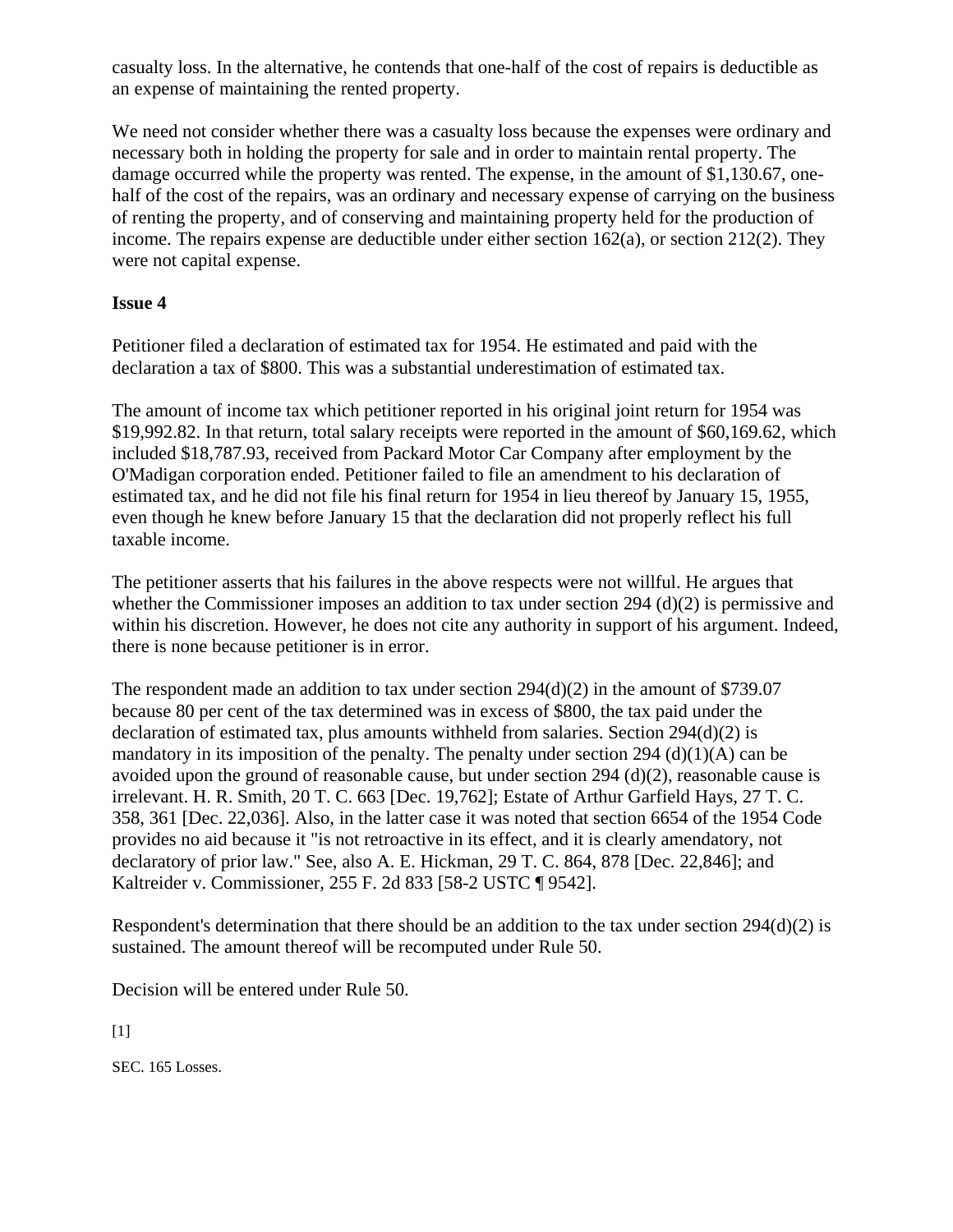casualty loss. In the alternative, he contends that one-half of the cost of repairs is deductible as an expense of maintaining the rented property.

We need not consider whether there was a casualty loss because the expenses were ordinary and necessary both in holding the property for sale and in order to maintain rental property. The damage occurred while the property was rented. The expense, in the amount of $1,130.67, one-half of the cost of the repairs, was an ordinary and necessary expense of carrying on the business of renting the property, and of conserving and maintaining property held for the production of income. The repairs expense are deductible under either section 162(a), or section 212(2). They were not capital expense.

**Issue 4**

Petitioner filed a declaration of estimated tax for 1954. He estimated and paid with the declaration a tax of $800. This was a substantial underestimation of estimated tax.

The amount of income tax which petitioner reported in his original joint return for 1954 was $19,992.82. In that return, total salary receipts were reported in the amount of $60,169.62, which included $18,787.93, received from Packard Motor Car Company after employment by the O'Madigan corporation ended. Petitioner failed to file an amendment to his declaration of estimated tax, and he did not file his final return for 1954 in lieu thereof by January 15, 1955, even though he knew before January 15 that the declaration did not properly reflect his full taxable income.

The petitioner asserts that his failures in the above respects were not willful. He argues that whether the Commissioner imposes an addition to tax under section 294 (d)(2) is permissive and within his discretion. However, he does not cite any authority in support of his argument. Indeed, there is none because petitioner is in error.

The respondent made an addition to tax under section 294(d)(2) in the amount of $739.07 because 80 per cent of the tax determined was in excess of $800, the tax paid under the declaration of estimated tax, plus amounts withheld from salaries. Section 294(d)(2) is mandatory in its imposition of the penalty. The penalty under section 294 (d)(1)(A) can be avoided upon the ground of reasonable cause, but under section 294 (d)(2), reasonable cause is irrelevant. H. R. Smith, 20 T. C. 663 [Dec. 19,762]; Estate of Arthur Garfield Hays, 27 T. C. 358, 361 [Dec. 22,036]. Also, in the latter case it was noted that section 6654 of the 1954 Code provides no aid because it "is not retroactive in its effect, and it is clearly amendatory, not declaratory of prior law." See, also A. E. Hickman, 29 T. C. 864, 878 [Dec. 22,846]; and Kaltreider v. Commissioner, 255 F. 2d 833 [58-2 USTC ¶ 9542].

Respondent's determination that there should be an addition to the tax under section 294(d)(2) is sustained. The amount thereof will be recomputed under Rule 50.

Decision will be entered under Rule 50.

[1]

SEC. 165 Losses.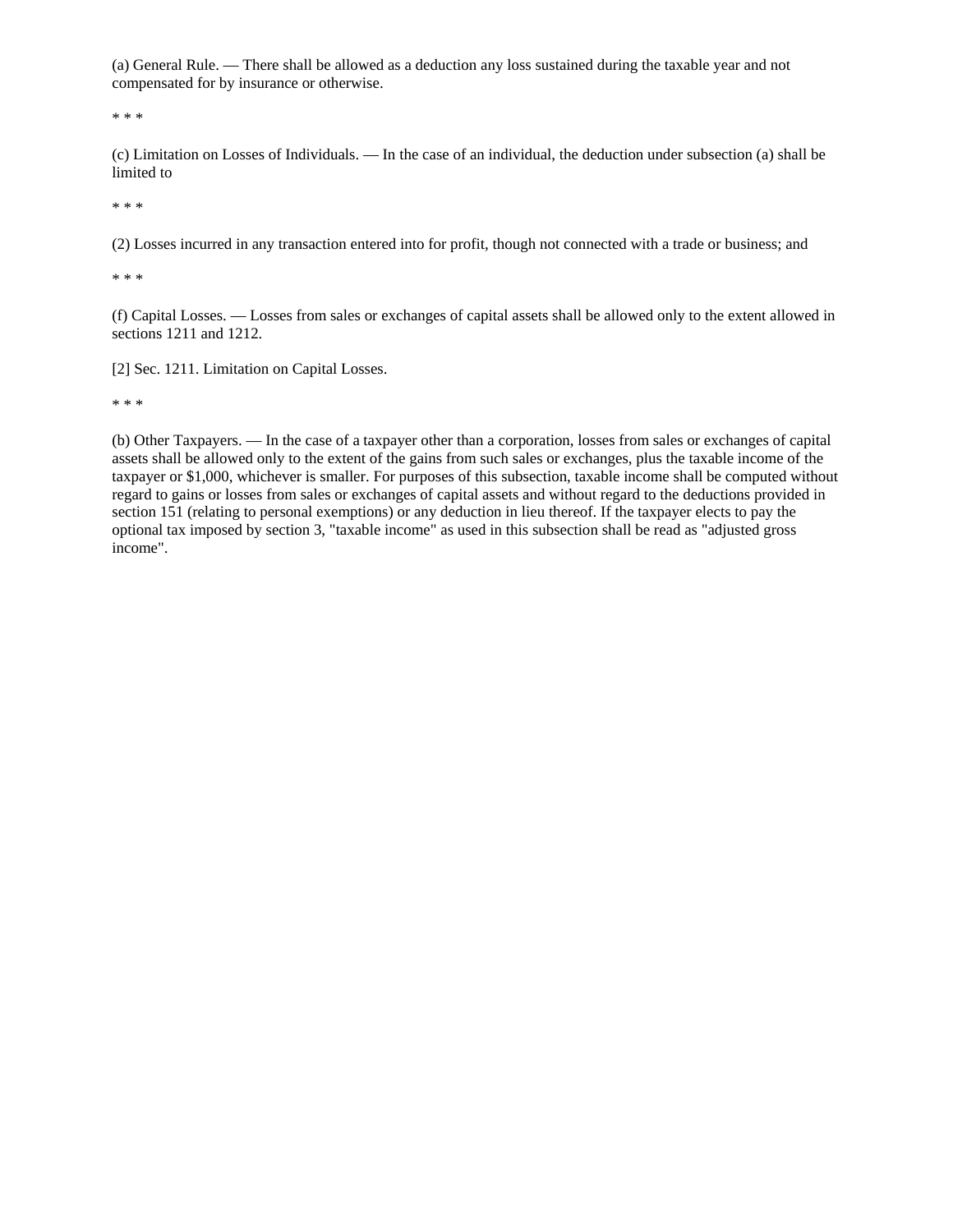(a) General Rule. — There shall be allowed as a deduction any loss sustained during the taxable year and not compensated for by insurance or otherwise.

* * *

(c) Limitation on Losses of Individuals. — In the case of an individual, the deduction under subsection (a) shall be limited to

* * *

(2) Losses incurred in any transaction entered into for profit, though not connected with a trade or business; and

* * *

(f) Capital Losses. — Losses from sales or exchanges of capital assets shall be allowed only to the extent allowed in sections 1211 and 1212.

[2] Sec. 1211. Limitation on Capital Losses.

* * *

(b) Other Taxpayers. — In the case of a taxpayer other than a corporation, losses from sales or exchanges of capital assets shall be allowed only to the extent of the gains from such sales or exchanges, plus the taxable income of the taxpayer or $1,000, whichever is smaller. For purposes of this subsection, taxable income shall be computed without regard to gains or losses from sales or exchanges of capital assets and without regard to the deductions provided in section 151 (relating to personal exemptions) or any deduction in lieu thereof. If the taxpayer elects to pay the optional tax imposed by section 3, "taxable income" as used in this subsection shall be read as "adjusted gross income".